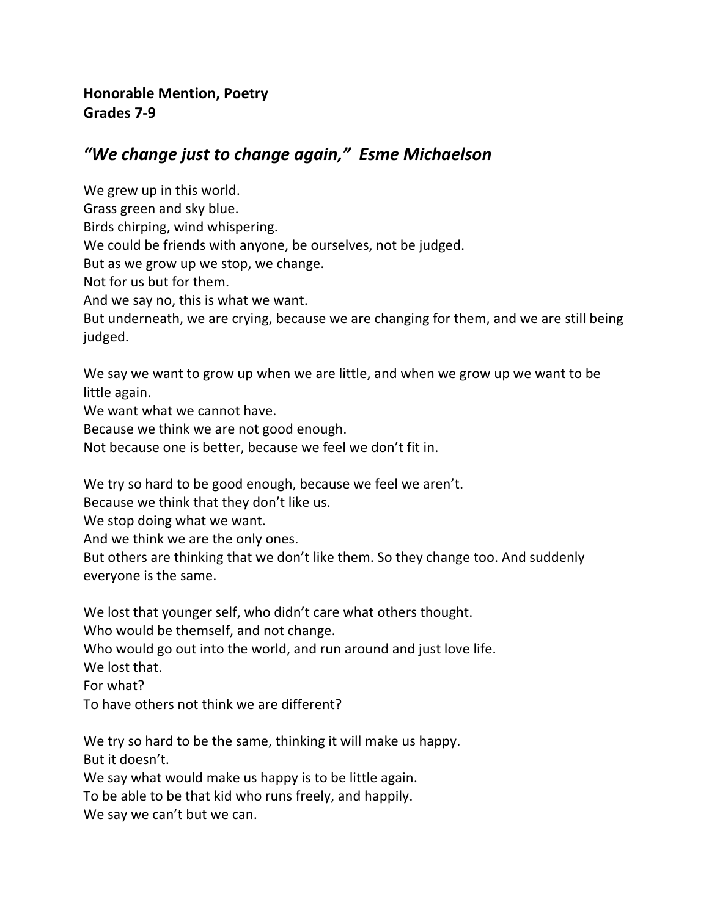**Honorable Mention, Poetry**
**Grades 7-9**

## *"We change just to change again," Esme Michaelson*

We grew up in this world.
Grass green and sky blue.
Birds chirping, wind whispering.
We could be friends with anyone, be ourselves, not be judged.
But as we grow up we stop, we change.
Not for us but for them.
And we say no, this is what we want.
But underneath, we are crying, because we are changing for them, and we are still being judged.

We say we want to grow up when we are little, and when we grow up we want to be little again.
We want what we cannot have.
Because we think we are not good enough.
Not because one is better, because we feel we don't fit in.

We try so hard to be good enough, because we feel we aren't.
Because we think that they don't like us.
We stop doing what we want.
And we think we are the only ones.
But others are thinking that we don't like them. So they change too. And suddenly everyone is the same.

We lost that younger self, who didn't care what others thought.
Who would be themself, and not change.
Who would go out into the world, and run around and just love life.
We lost that.
For what?
To have others not think we are different?

We try so hard to be the same, thinking it will make us happy.
But it doesn't.
We say what would make us happy is to be little again.
To be able to be that kid who runs freely, and happily.
We say we can't but we can.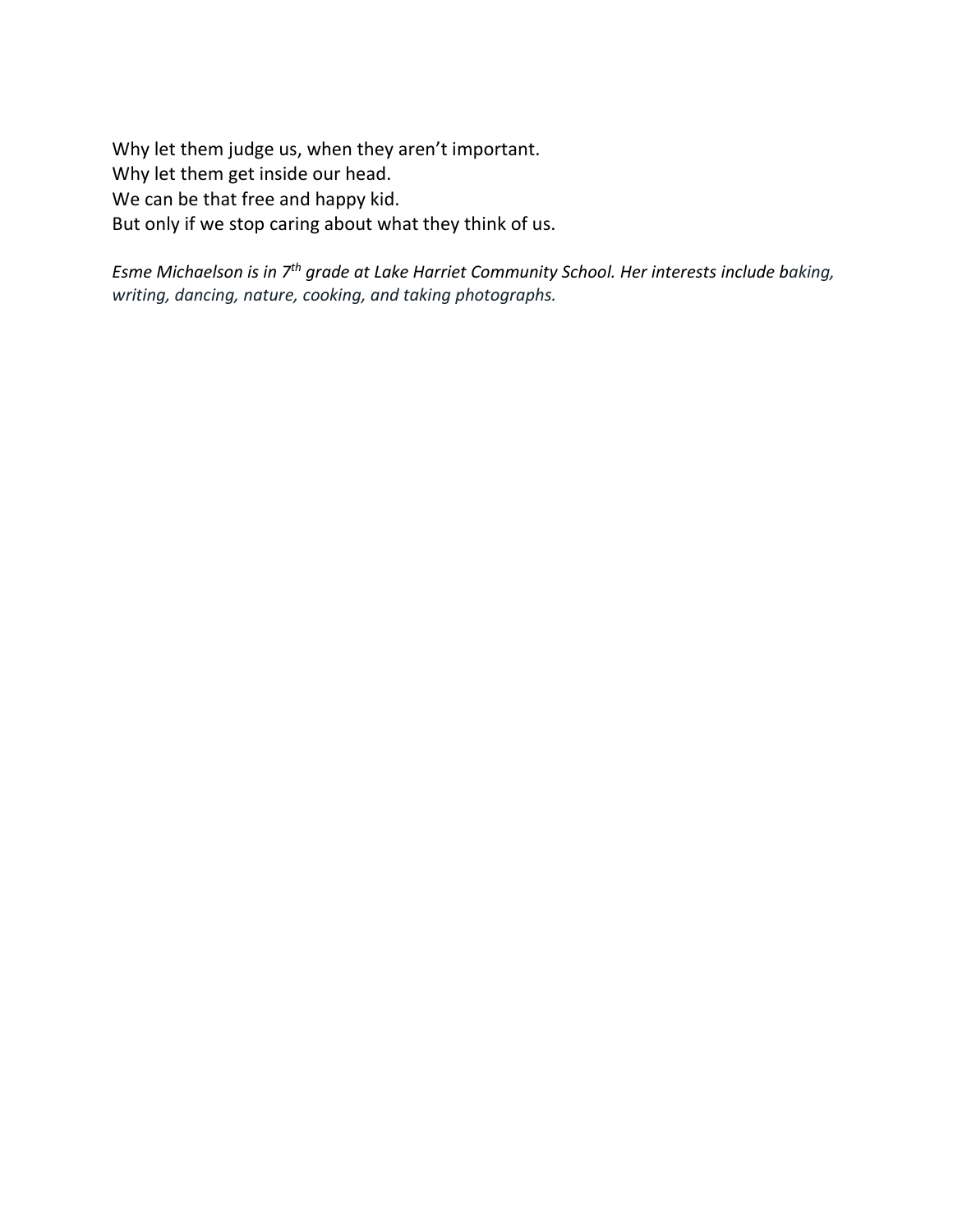Why let them judge us, when they aren't important.  
Why let them get inside our head.  
We can be that free and happy kid.  
But only if we stop caring about what they think of us.

*Esme Michaelson is in 7th grade at Lake Harriet Community School. Her interests include baking, writing, dancing, nature, cooking, and taking photographs.*